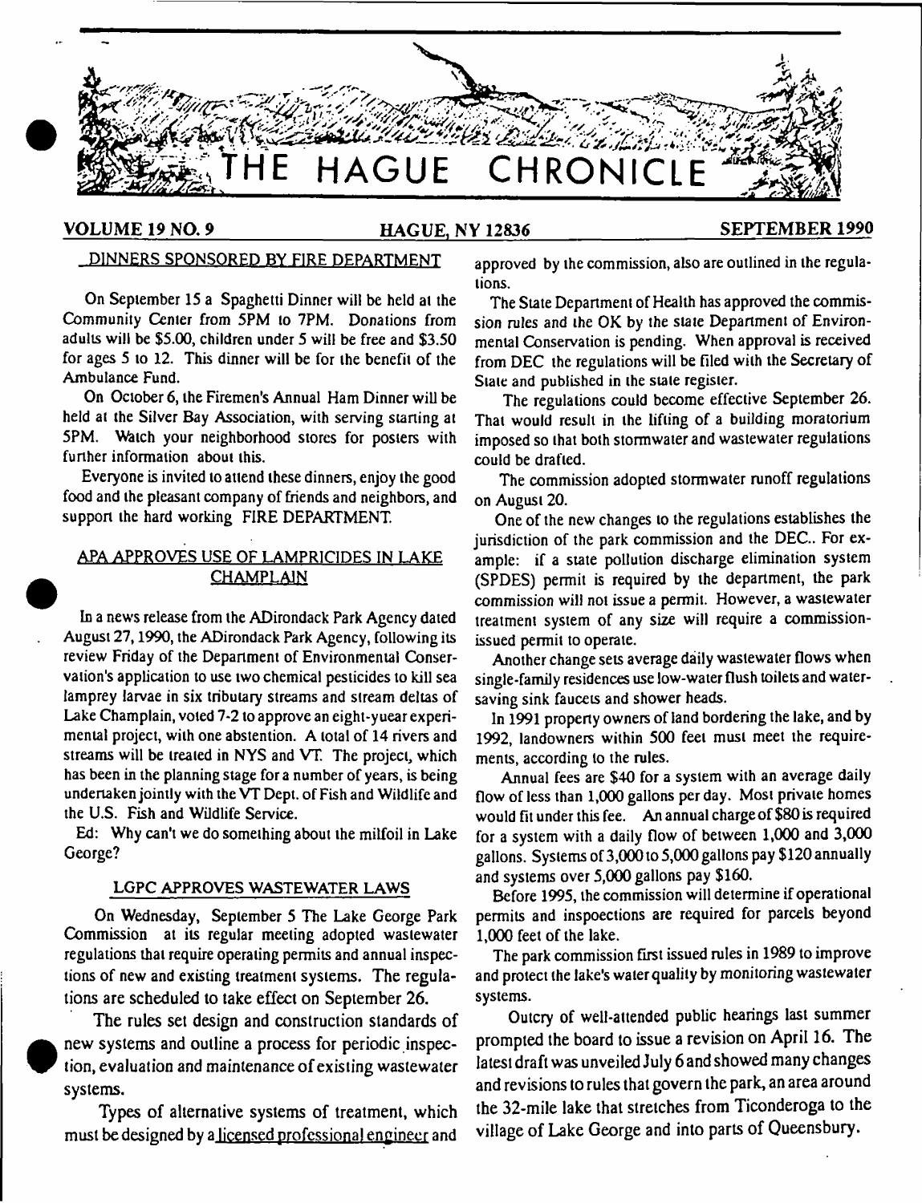# THE HAGUE CHRONICLE

**VOLUME 19 NO. 9** **HAGUE, NY 12836** **SEPTEMBER 1990**

## DINNERS SPONSORED BY FIRE DEPARTMENT

On September 15 a Spaghetti Dinner will be held at the Community Center from 5PM to 7PM. Donations from adults will be $5.00, children under 5 will be free and $3.50 for ages 5 to 12. This dinner will be for the benefit of the Ambulance Fund.

On October 6, the Firemen's Annual Ham Dinner will be held at the Silver Bay Association, with serving starting at 5PM. Watch your neighborhood stores for posters with further information about this.

Everyone is invited to attend these dinners, enjoy the good food and the pleasant company of friends and neighbors, and support the hard working FIRE DEPARTMENT.

## APA APPROVES USE OF LAMPRICIDES IN LAKE CHAMPLAIN

In a news release from the ADirondack Park Agency dated August 27, 1990, the ADirondack Park Agency, following its review Friday of the Department of Environmental Conservation's application to use two chemical pesticides to kill sea lamprey larvae in six tributary streams and stream deltas of Lake Champlain, voted 7-2 to approve an eight-yuear experimental project, with one abstention. A total of 14 rivers and streams will be treated in NYS and VT. The project, which has been in the planning stage for a number of years, is being undertaken jointly with the VT Dept. of Fish and Wildlife and the U.S. Fish and Wildlife Service.

Ed: Why can't we do something about the milfoil in Lake George?

## LGPC APPROVES WASTEWATER LAWS

On Wednesday, September 5 The Lake George Park Commission at its regular meeting adopted wastewater regulations that require operating permits and annual inspections of new and existing treatment systems. The regulations are scheduled to take effect on September 26.

The rules set design and construction standards of new systems and outline a process for periodic inspection, evaluation and maintenance of existing wastewater systems.

Types of alternative systems of treatment, which must be designed by a licensed professional engineer and approved by the commission, also are outlined in the regulations.

The State Department of Health has approved the commission rules and the OK by the state Department of Environmental Conservation is pending. When approval is received from DEC the regulations will be filed with the Secretary of State and published in the state register.

The regulations could become effective September 26. That would result in the lifting of a building moratorium imposed so that both stormwater and wastewater regulations could be drafted.

The commission adopted stormwater runoff regulations on August 20.

One of the new changes to the regulations establishes the jurisdiction of the park commission and the DEC.. For example: if a state pollution discharge elimination system (SPDES) permit is required by the department, the park commission will not issue a permit. However, a wastewater treatment system of any size will require a commission-issued permit to operate.

Another change sets average daily wastewater flows when single-family residences use low-water flush toilets and water-saving sink faucets and shower heads.

In 1991 property owners of land bordering the lake, and by 1992, landowners within 500 feet must meet the requirements, according to the rules.

Annual fees are $40 for a system with an average daily flow of less than 1,000 gallons per day. Most private homes would fit under this fee. An annual charge of $80 is required for a system with a daily flow of between 1,000 and 3,000 gallons. Systems of 3,000 to 5,000 gallons pay $120 annually and systems over 5,000 gallons pay $160.

Before 1995, the commission will determine if operational permits and inspoections are required for parcels beyond 1,000 feet of the lake.

The park commission first issued rules in 1989 to improve and protect the lake's water quality by monitoring wastewater systems.

Outcry of well-attended public hearings last summer prompted the board to issue a revision on April 16. The latest draft was unveiled July 6 and showed many changes and revisions to rules that govern the park, an area around the 32-mile lake that stretches from Ticonderoga to the village of Lake George and into parts of Queensbury.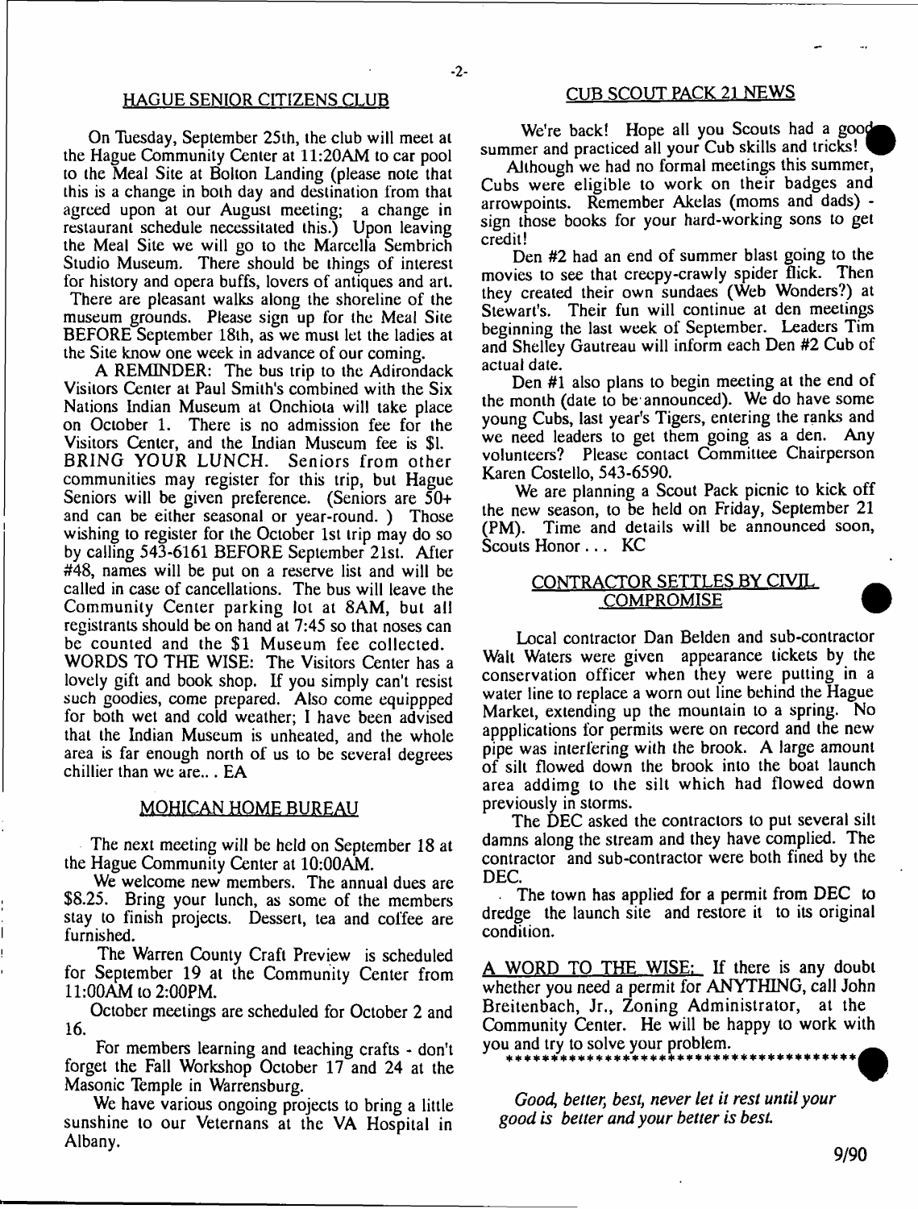## HAGUE SENIOR CITIZENS CLUB

On Tuesday, September 25th, the club will meet at the Hague Community Center at 11:20AM to car pool to the Meal Site at Bolton Landing (please note that this is a change in both day and destination from that agreed upon at our August meeting; a change in restaurant schedule necessitated this.) Upon leaving the Meal Site we will go to the Marcella Sembrich Studio Museum. There should be things of interest for history and opera buffs, lovers of antiques and art. There are pleasant walks along the shoreline of the museum grounds. Please sign up for the Meal Site BEFORE September 18th, as we must let the ladies at the Site know one week in advance of our coming.

A REMINDER: The bus trip to the Adirondack Visitors Center at Paul Smith's combined with the Six Nations Indian Museum at Onchiota will take place on October 1. There is no admission fee for the Visitors Center, and the Indian Museum fee is $1. BRING YOUR LUNCH. Seniors from other communities may register for this trip, but Hague Seniors will be given preference. (Seniors are 50+ and can be either seasonal or year-round. ) Those wishing to register for the October 1st trip may do so by calling 543-6161 BEFORE September 21st. After #48, names will be put on a reserve list and will be called in case of cancellations. The bus will leave the Community Center parking lot at 8AM, but all registrants should be on hand at 7:45 so that noses can be counted and the $1 Museum fee collected.

WORDS TO THE WISE: The Visitors Center has a lovely gift and book shop. If you simply can't resist such goodies, come prepared. Also come equippped for both wet and cold weather; I have been advised that the Indian Museum is unheated, and the whole area is far enough north of us to be several degrees chillier than we are... EA

## MOHICAN HOME BUREAU

The next meeting will be held on September 18 at the Hague Community Center at 10:00AM.

We welcome new members. The annual dues are $8.25. Bring your lunch, as some of the members stay to finish projects. Dessert, tea and coffee are furnished.

The Warren County Craft Preview is scheduled for September 19 at the Community Center from 11:00AM to 2:00PM.

October meetings are scheduled for October 2 and 16.

For members learning and teaching crafts - don't forget the Fall Workshop October 17 and 24 at the Masonic Temple in Warrensburg.

We have various ongoing projects to bring a little sunshine to our Veternans at the VA Hospital in Albany.

## CUB SCOUT PACK 21 NEWS

We're back! Hope all you Scouts had a good summer and practiced all your Cub skills and tricks!

Although we had no formal meetings this summer, Cubs were eligible to work on their badges and arrowpoints. Remember Akelas (moms and dads) - sign those books for your hard-working sons to get credit!

Den #2 had an end of summer blast going to the movies to see that creepy-crawly spider flick. Then they created their own sundaes (Web Wonders?) at Stewart's. Their fun will continue at den meetings beginning the last week of September. Leaders Tim and Shelley Gautreau will inform each Den #2 Cub of actual date.

Den #1 also plans to begin meeting at the end of the month (date to be announced). We do have some young Cubs, last year's Tigers, entering the ranks and we need leaders to get them going as a den. Any volunteers? Please contact Committee Chairperson Karen Costello, 543-6590.

We are planning a Scout Pack picnic to kick off the new season, to be held on Friday, September 21 (PM). Time and details will be announced soon, Scouts Honor . . . KC

## CONTRACTOR SETTLES BY CIVIL COMPROMISE

Local contractor Dan Belden and sub-contractor Walt Waters were given appearance tickets by the conservation officer when they were putting in a water line to replace a worn out line behind the Hague Market, extending up the mountain to a spring. No appplications for permits were on record and the new pipe was interfering with the brook. A large amount of silt flowed down the brook into the boat launch area addimg to the silt which had flowed down previously in storms.

The DEC asked the contractors to put several silt damns along the stream and they have complied. The contractor and sub-contractor were both fined by the DEC.

The town has applied for a permit from DEC to dredge the launch site and restore it to its original condition.

A WORD TO THE WISE: If there is any doubt whether you need a permit for ANYTHING, call John Breitenbach, Jr., Zoning Administrator, at the Community Center. He will be happy to work with you and try to solve your problem.

\*\*\*\*\*\*\*\*\*\*\*\*\*\*\*\*\*\*\*\*\*\*\*\*\*\*\*\*\*\*\*\*\*\*\*\*\*\*\*

*Good, better, best, never let it rest until your good is better and your better is best.*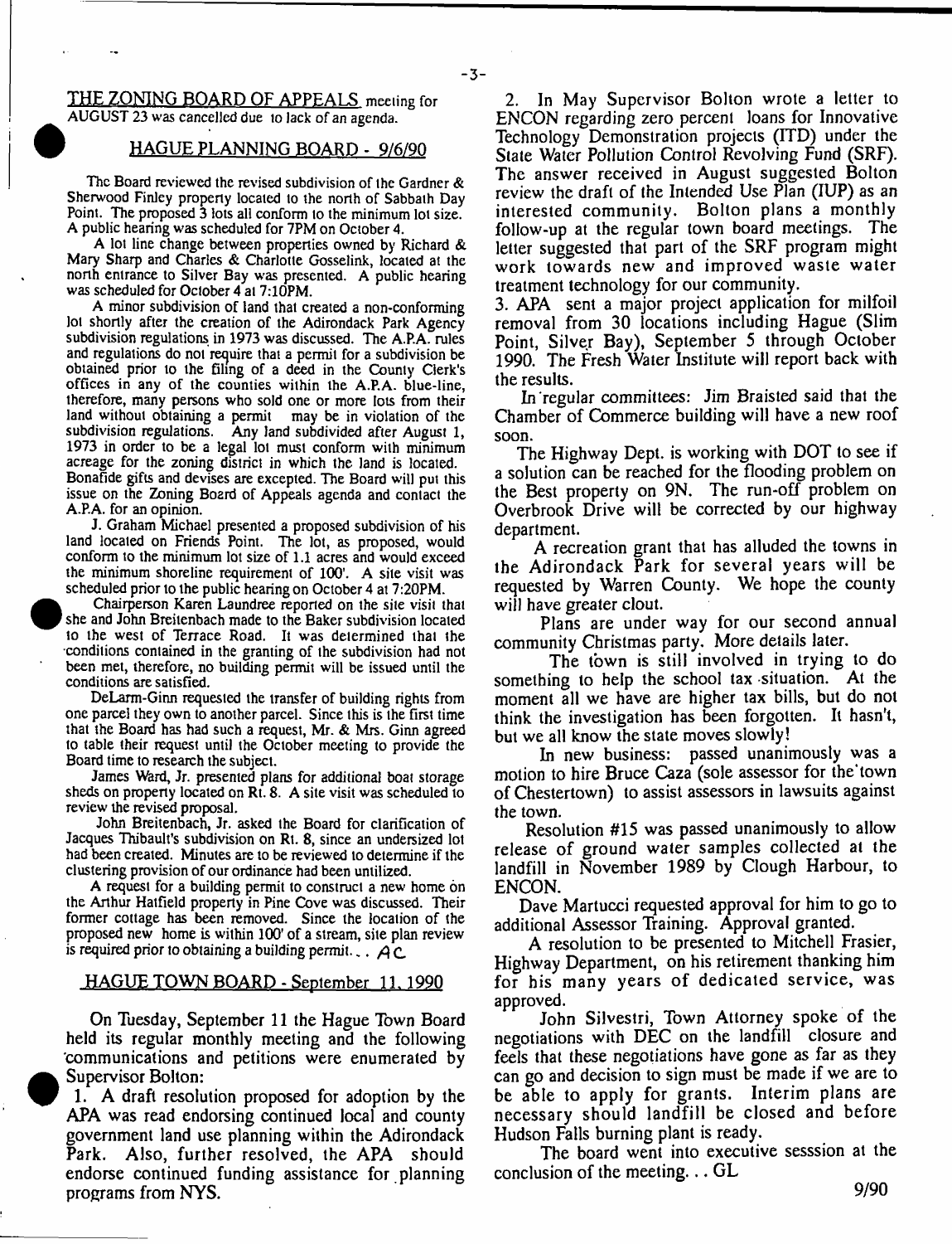THE ZONING BOARD OF APPEALS meeting for AUGUST 23 was cancelled due to lack of an agenda.

## HAGUE PLANNING BOARD - 9/6/90

The Board reviewed the revised subdivision of the Gardner & Sherwood Finley property located to the north of Sabbath Day Point. The proposed 3 lots all conform to the minimum lot size. A public hearing was scheduled for 7PM on October 4.

A lot line change between properties owned by Richard & Mary Sharp and Charles & Charlotte Gosselink, located at the north entrance to Silver Bay was presented. A public hearing was scheduled for October 4 at 7:10PM.

A minor subdivision of land that created a non-conforming lot shortly after the creation of the Adirondack Park Agency subdivision regulations in 1973 was discussed. The A.P.A. rules and regulations do not require that a permit for a subdivision be obtained prior to the filing of a deed in the County Clerk's offices in any of the counties within the A.P.A. blue-line, therefore, many persons who sold one or more lots from their land without obtaining a permit may be in violation of the subdivision regulations. Any land subdivided after August 1, 1973 in order to be a legal lot must conform with minimum acreage for the zoning district in which the land is located. Bonafide gifts and devises are excepted. The Board will put this issue on the Zoning Board of Appeals agenda and contact the A.P.A. for an opinion.

J. Graham Michael presented a proposed subdivision of his land located on Friends Point. The lot, as proposed, would conform to the minimum lot size of 1.1 acres and would exceed the minimum shoreline requirement of 100'. A site visit was scheduled prior to the public hearing on October 4 at 7:20PM.

Chairperson Karen Laundree reported on the site visit that she and John Breitenbach made to the Baker subdivision located to the west of Terrace Road. It was determined that the conditions contained in the granting of the subdivision had not been met, therefore, no building permit will be issued until the conditions are satisfied.

DeLarm-Ginn requested the transfer of building rights from one parcel they own to another parcel. Since this is the first time that the Board has had such a request, Mr. & Mrs. Ginn agreed to table their request until the October meeting to provide the Board time to research the subject.

James Ward, Jr. presented plans for additional boat storage sheds on property located on Rt. 8. A site visit was scheduled to review the revised proposal.

John Breitenbach, Jr. asked the Board for clarification of Jacques Thibault's subdivision on Rt. 8, since an undersized lot had been created. Minutes are to be reviewed to determine if the clustering provision of our ordinance had been untilized.

A request for a building permit to construct a new home on the Arthur Hatfield property in Pine Cove was discussed. Their former cottage has been removed. Since the location of the proposed new home is within 100' of a stream, site plan review is required prior to obtaining a building permit... AC

## HAGUE TOWN BOARD - September 11, 1990

On Tuesday, September 11 the Hague Town Board held its regular monthly meeting and the following communications and petitions were enumerated by Supervisor Bolton:

1. A draft resolution proposed for adoption by the APA was read endorsing continued local and county government land use planning within the Adirondack Park. Also, further resolved, the APA should endorse continued funding assistance for planning programs from NYS.

2. In May Supervisor Bolton wrote a letter to ENCON regarding zero percent loans for Innovative Technology Demonstration projects (ITD) under the State Water Pollution Control Revolving Fund (SRF). The answer received in August suggested Bolton review the draft of the Intended Use Plan (IUP) as an interested community. Bolton plans a monthly follow-up at the regular town board meetings. The letter suggested that part of the SRF program might work towards new and improved waste water treatment technology for our community.

3. APA sent a major project application for milfoil removal from 30 locations including Hague (Slim Point, Silver Bay), September 5 through October 1990. The Fresh Water Institute will report back with the results.

In regular committees: Jim Braisted said that the Chamber of Commerce building will have a new roof soon.

The Highway Dept. is working with DOT to see if a solution can be reached for the flooding problem on the Best property on 9N. The run-off problem on Overbrook Drive will be corrected by our highway department.

A recreation grant that has alluded the towns in the Adirondack Park for several years will be requested by Warren County. We hope the county will have greater clout.

Plans are under way for our second annual community Christmas party. More details later.

The town is still involved in trying to do something to help the school tax situation. At the moment all we have are higher tax bills, but do not think the investigation has been forgotten. It hasn't, but we all know the state moves slowly!

In new business: passed unanimously was a motion to hire Bruce Caza (sole assessor for the town of Chestertown) to assist assessors in lawsuits against the town.

Resolution #15 was passed unanimously to allow release of ground water samples collected at the landfill in November 1989 by Clough Harbour, to ENCON.

Dave Martucci requested approval for him to go to additional Assessor Training. Approval granted.

A resolution to be presented to Mitchell Frasier, Highway Department, on his retirement thanking him for his many years of dedicated service, was approved.

John Silvestri, Town Attorney spoke of the negotiations with DEC on the landfill closure and feels that these negotiations have gone as far as they can go and decision to sign must be made if we are to be able to apply for grants. Interim plans are necessary should landfill be closed and before Hudson Falls burning plant is ready.

The board went into executive sesssion at the conclusion of the meeting... GL

9/90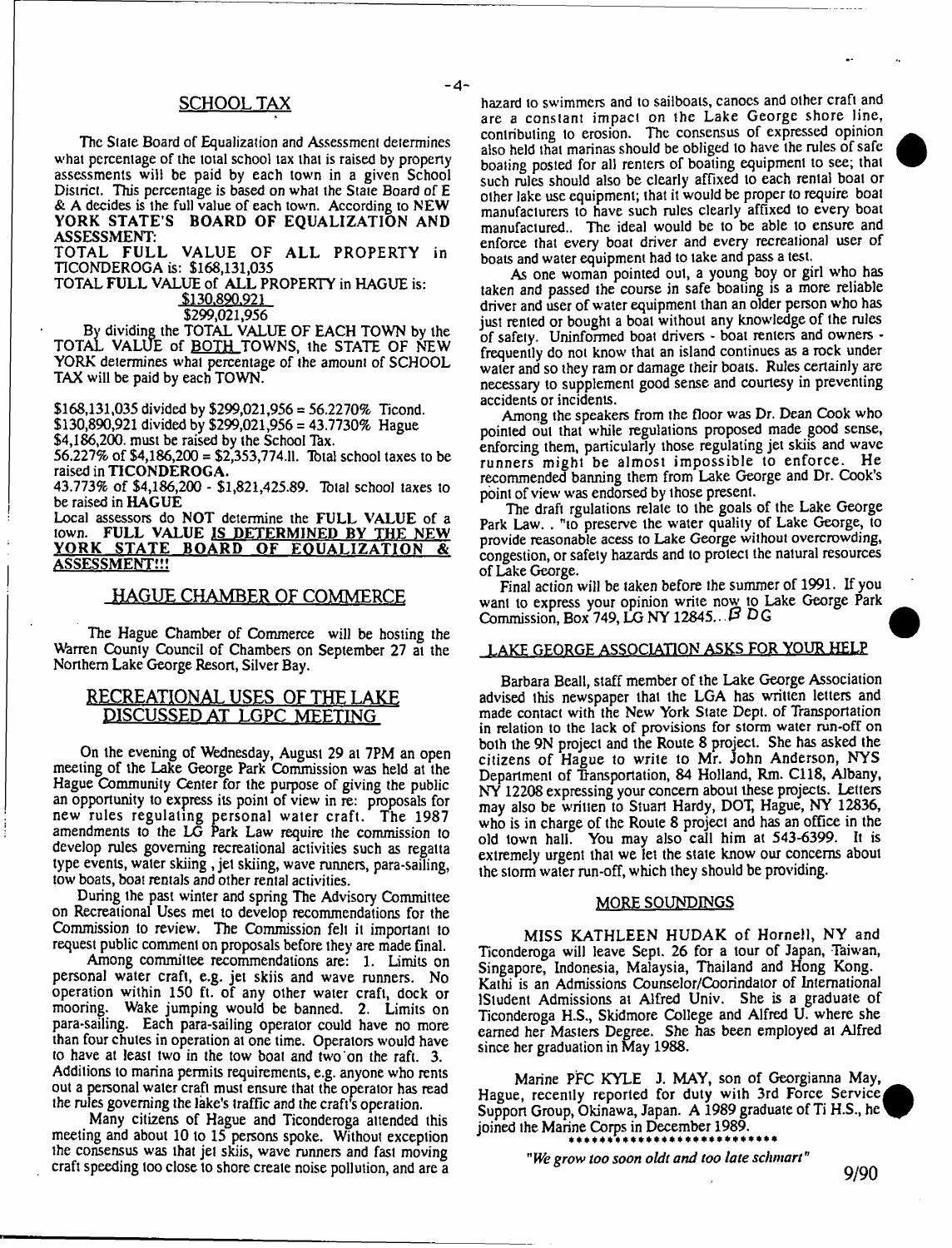## SCHOOL TAX

The State Board of Equalization and Assessment determines what percentage of the total school tax that is raised by property assessments will be paid by each town in a given School District. This percentage is based on what the State Board of E & A decides is the full value of each town. According to **NEW YORK STATE'S BOARD OF EQUALIZATION AND ASSESSMENT:**

**TOTAL FULL VALUE OF ALL PROPERTY in TICONDEROGA is: $168,131,035**

**TOTAL FULL VALUE of ALL PROPERTY in HAGUE is: $130,890,921**

$299,021,956

By dividing the TOTAL VALUE OF EACH TOWN by the TOTAL VALUE of BOTH TOWNS, the STATE OF NEW YORK determines what percentage of the amount of SCHOOL TAX will be paid by each TOWN.

$168,131,035 divided by $299,021,956 = 56.2270% Ticond.
$130,890,921 divided by $299,021,956 = 43.7730% Hague
$4,186,200. must be raised by the School Tax.
56.227% of $4,186,200 = $2,353,774.11. Total school taxes to be raised in **TICONDEROGA.**
43.773% of $4,186,200 - $1,821,425.89. Total school taxes to be raised in **HAGUE**

Local assessors do NOT determine the **FULL VALUE** of a town. **FULL VALUE IS DETERMINED BY THE NEW YORK STATE BOARD OF EQUALIZATION & ASSESSMENT!!!**

## HAGUE CHAMBER OF COMMERCE

The Hague Chamber of Commerce will be hosting the Warren County Council of Chambers on September 27 at the Northern Lake George Resort, Silver Bay.

## RECREATIONAL USES OF THE LAKE DISCUSSED AT LGPC MEETING

On the evening of Wednesday, August 29 at 7PM an open meeting of the Lake George Park Commission was held at the Hague Community Center for the purpose of giving the public an opportunity to express its point of view in re: proposals for new rules regulating personal water craft. The 1987 amendments to the LG Park Law require the commission to develop rules governing recreational activities such as regatta type events, water skiing, jet skiing, wave runners, para-sailing, tow boats, boat rentals and other rental activities.

During the past winter and spring The Advisory Committee on Recreational Uses met to develop recommendations for the Commission to review. The Commission felt it important to request public comment on proposals before they are made final.

Among committee recommendations are: 1. Limits on personal water craft, e.g. jet skiis and wave runners. No operation within 150 ft. of any other water craft, dock or mooring. Wake jumping would be banned. 2. Limits on para-sailing. Each para-sailing operator could have no more than four chutes in operation at one time. Operators would have to have at least two in the tow boat and two on the raft. 3. Additions to marina permits requirements, e.g. anyone who rents out a personal water craft must ensure that the operator has read the rules governing the lake's traffic and the craft's operation.

Many citizens of Hague and Ticonderoga attended this meeting and about 10 to 15 persons spoke. Without exception the consensus was that jet skiis, wave runners and fast moving craft speeding too close to shore create noise pollution, and are a hazard to swimmers and to sailboats, canoes and other craft and are a constant impact on the Lake George shore line, contributing to erosion. The consensus of expressed opinion also held that marinas should be obliged to have the rules of safe boating posted for all renters of boating equipment to see; that such rules should also be clearly affixed to each rental boat or other lake use equipment; that it would be proper to require boat manufacturers to have such rules clearly affixed to every boat manufactured.. The ideal would be to be able to ensure and enforce that every boat driver and every recreational user of boats and water equipment had to take and pass a test.

As one woman pointed out, a young boy or girl who has taken and passed the course in safe boating is a more reliable driver and user of water equipment than an older person who has just rented or bought a boat without any knowledge of the rules of safety. Uninformed boat drivers - boat renters and owners - frequently do not know that an island continues as a rock under water and so they ram or damage their boats. Rules certainly are necessary to supplement good sense and courtesy in preventing accidents or incidents.

Among the speakers from the floor was Dr. Dean Cook who pointed out that while regulations proposed made good sense, enforcing them, particularly those regulating jet skiis and wave runners might be almost impossible to enforce. He recommended banning them from Lake George and Dr. Cook's point of view was endorsed by those present.

The draft rgulations relate to the goals of the Lake George Park Law. . "to preserve the water quality of Lake George, to provide reasonable acess to Lake George without overcrowding, congestion, or safety hazards and to protect the natural resources of Lake George.

Final action will be taken before the summer of 1991. If you want to express your opinion write now to Lake George Park Commission, Box 749, LG NY 12845... *BDG*

## LAKE GEORGE ASSOCIATION ASKS FOR YOUR HELP

Barbara Beall, staff member of the Lake George Association advised this newspaper that the LGA has written letters and made contact with the New York State Dept. of Transportation in relation to the lack of provisions for storm water run-off on both the 9N project and the Route 8 project. She has asked the citizens of Hague to write to Mr. John Anderson, NYS Department of Transportation, 84 Holland, Rm. C118, Albany, NY 12208 expressing your concern about these projects. Letters may also be written to Stuart Hardy, DOT, Hague, NY 12836, who is in charge of the Route 8 project and has an office in the old town hall. You may also call him at 543-6399. It is extremely urgent that we let the state know our concerns about the storm water run-off, which they should be providing.

## MORE SOUNDINGS

MISS KATHLEEN HUDAK of Hornell, NY and Ticonderoga will leave Sept. 26 for a tour of Japan, Taiwan, Singapore, Indonesia, Malaysia, Thailand and Hong Kong. Kathi is an Admissions Counselor/Coorindator of International lStudent Admissions at Alfred Univ. She is a graduate of Ticonderoga H.S., Skidmore College and Alfred U. where she earned her Masters Degree. She has been employed at Alfred since her graduation in May 1988.

Marine PFC KYLE J. MAY, son of Georgianna May, Hague, recently reported for duty with 3rd Force Service Support Group, Okinawa, Japan. A 1989 graduate of Ti H.S., he joined the Marine Corps in December 1989.

**************************

*"We grow too soon oldt and too late schmart"*

9/90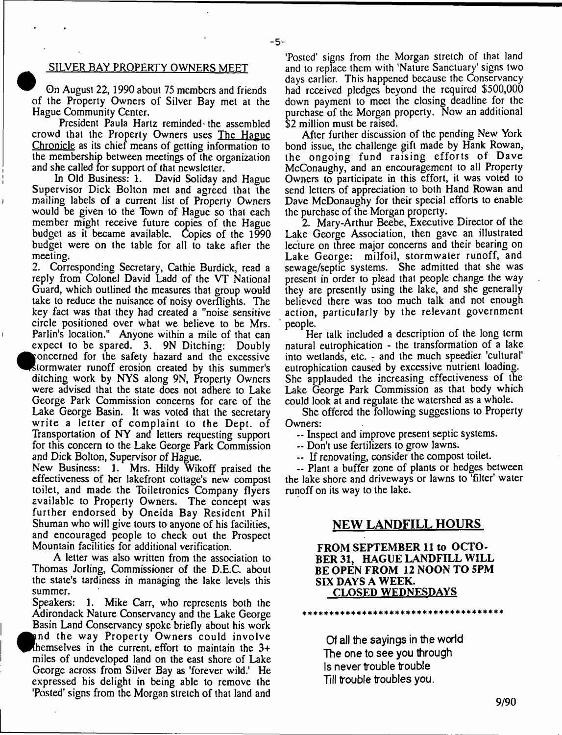## SILVER BAY PROPERTY OWNERS MEET

On August 22, 1990 about 75 members and friends of the Property Owners of Silver Bay met at the Hague Community Center.

President Paula Hartz reminded the assembled crowd that the Property Owners uses The Hague Chronicle as its chief means of getting information to the membership between meetings of the organization and she called for support of that newsletter.

In Old Business: 1. David Soliday and Hague Supervisor Dick Bolton met and agreed that the mailing labels of a current list of Property Owners would be given to the Town of Hague so that each member might receive future copies of the Hague budget as it became available. Copies of the 1990 budget were on the table for all to take after the meeting.

2. Corresponding Secretary, Cathie Burdick, read a reply from Colonel David Ladd of the VT National Guard, which outlined the measures that group would take to reduce the nuisance of noisy overflights. The key fact was that they had created a "noise sensitive circle positioned over what we believe to be Mrs. Parlin's location." Anyone within a mile of that can expect to be spared. 3. 9N Ditching: Doubly concerned for the safety hazard and the excessive stormwater runoff erosion created by this summer's ditching work by NYS along 9N, Property Owners were advised that the state does not adhere to Lake George Park Commission concerns for care of the Lake George Basin. It was voted that the secretary write a letter of complaint to the Dept. of Transportation of NY and letters requesting support for this concern to the Lake George Park Commission and Dick Bolton, Supervisor of Hague.

New Business: 1. Mrs. Hildy Wikoff praised the effectiveness of her lakefront cottage's new compost toilet, and made the Toiletronics Company flyers available to Property Owners. The concept was further endorsed by Oneida Bay Resident Phil Shuman who will give tours to anyone of his facilities, and encouraged people to check out the Prospect Mountain facilities for additional verification.

A letter was also written from the association to Thomas Jorling, Commissioner of the D.E.C. about the state's tardiness in managing the lake levels this summer.

Speakers: 1. Mike Carr, who represents both the Adirondack Nature Conservancy and the Lake George Basin Land Conservancy spoke briefly about his work and the way Property Owners could involve themselves in the current effort to maintain the 3+ miles of undeveloped land on the east shore of Lake George across from Silver Bay as 'forever wild.' He expressed his delight in being able to remove the 'Posted' signs from the Morgan stretch of that land and to replace them with 'Nature Sanctuary' signs two days earlier. This happened because the Conservancy had received pledges beyond the required $500,000 down payment to meet the closing deadline for the purchase of the Morgan property. Now an additional $2 million must be raised.

After further discussion of the pending New York bond issue, the challenge gift made by Hank Rowan, the ongoing fund raising efforts of Dave McConaughy, and an encouragement to all Property Owners to participate in this effort, it was voted to send letters of appreciation to both Hand Rowan and Dave McDonaughy for their special efforts to enable the purchase of the Morgan property.

2. Mary-Arthur Beebe, Executive Director of the Lake George Association, then gave an illustrated lecture on three major concerns and their bearing on Lake George: milfoil, stormwater runoff, and sewage/septic systems. She admitted that she was present in order to plead that people change the way they are presently using the lake, and she generally believed there was too much talk and not enough action, particularly by the relevant government people.

Her talk included a description of the long term natural eutrophication - the transformation of a lake into wetlands, etc. - and the much speedier 'cultural' eutrophication caused by excessive nutrient loading. She applauded the increasing effectiveness of the Lake George Park Commission as that body which could look at and regulate the watershed as a whole.

She offered the following suggestions to Property Owners:

-- Inspect and improve present septic systems.

-- Don't use fertilizers to grow lawns.

-- If renovating, consider the compost toilet.

-- Plant a buffer zone of plants or hedges between the lake shore and driveways or lawns to 'filter' water runoff on its way to the lake.

## NEW LANDFILL HOURS

**FROM SEPTEMBER 11 to OCTOBER 31, HAGUE LANDFILL WILL BE OPEN FROM 12 NOON TO 5PM SIX DAYS A WEEK.**
**CLOSED WEDNESDAYS**

\*\*\*\*\*\*\*\*\*\*\*\*\*\*\*\*\*\*\*\*\*\*\*\*\*\*\*\*\*\*\*\*\*\*\*\*\*\*

Of all the sayings in the world
The one to see you through
Is never trouble trouble
Till trouble troubles you.

9/90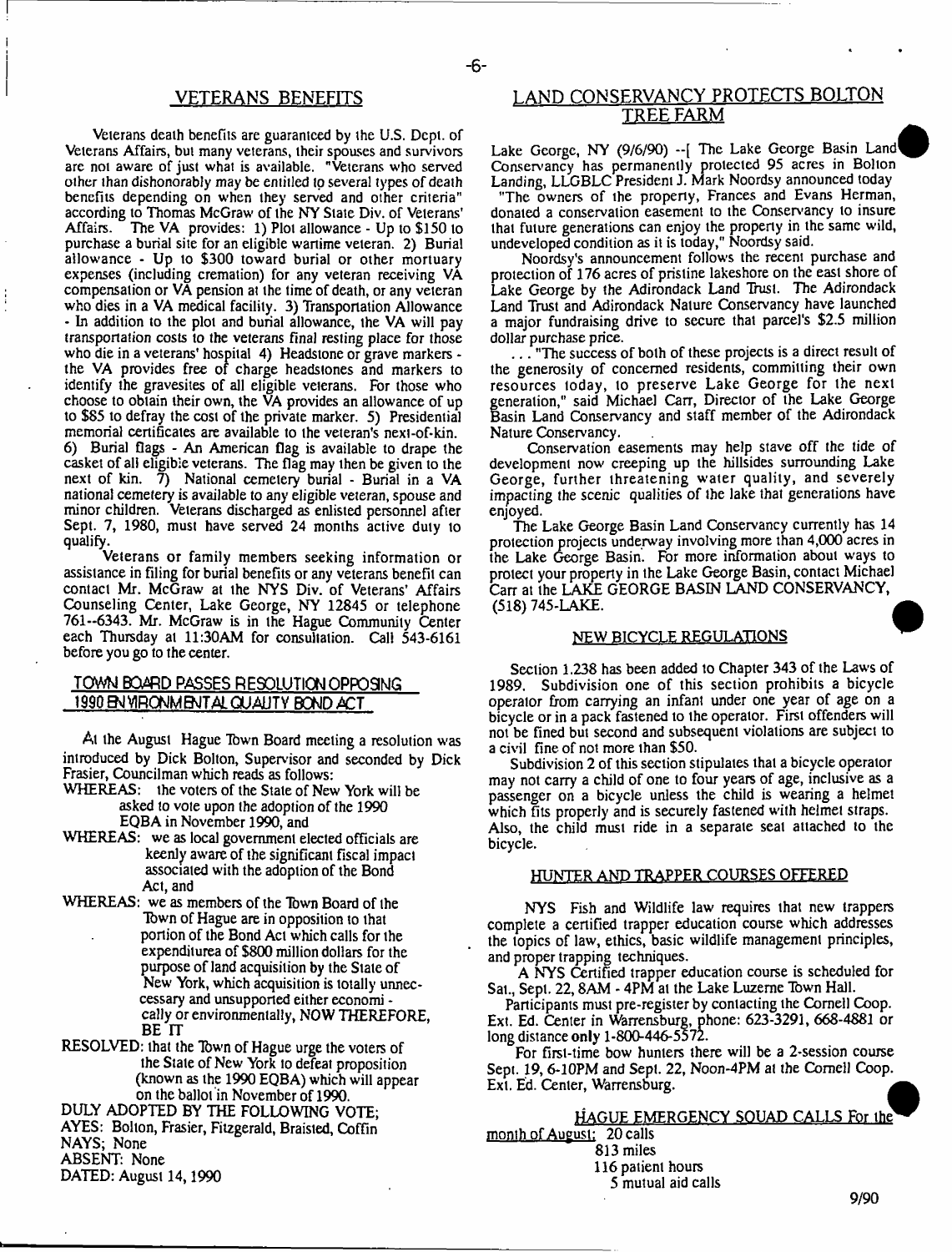## VETERANS BENEFITS

Veterans death benefits are guaranteed by the U.S. Dept. of Veterans Affairs, but many veterans, their spouses and survivors are not aware of just what is available. "Veterans who served other than dishonorably may be entitled to several types of death benefits depending on when they served and other criteria" according to Thomas McGraw of the NY State Div. of Veterans' Affairs. The VA provides: 1) Plot allowance - Up to $150 to purchase a burial site for an eligible wartime veteran. 2) Burial allowance - Up to $300 toward burial or other mortuary expenses (including cremation) for any veteran receiving VA compensation or VA pension at the time of death, or any veteran who dies in a VA medical facility. 3) Transportation Allowance - In addition to the plot and burial allowance, the VA will pay transportation costs to the veterans final resting place for those who die in a veterans' hospital 4) Headstone or grave markers - the VA provides free of charge headstones and markers to identify the gravesites of all eligible veterans. For those who choose to obtain their own, the VA provides an allowance of up to $85 to defray the cost of the private marker. 5) Presidential memorial certificates are available to the veteran's next-of-kin. 6) Burial flags - An American flag is available to drape the casket of all eligible veterans. The flag may then be given to the next of kin. 7) National cemetery burial - Burial in a VA national cemetery is available to any eligible veteran, spouse and minor children. Veterans discharged as enlisted personnel after Sept. 7, 1980, must have served 24 months active duty to qualify.

Veterans or family members seeking information or assistance in filing for burial benefits or any veterans benefit can contact Mr. McGraw at the NYS Div. of Veterans' Affairs Counseling Center, Lake George, NY 12845 or telephone 761--6343. Mr. McGraw is in the Hague Community Center each Thursday at 11:30AM for consultation. Call 543-6161 before you go to the center.

## TOWN BOARD PASSES RESOLUTION OPPOSING 1990 ENVIRONMENTAL QUALITY BOND ACT

At the August Hague Town Board meeting a resolution was introduced by Dick Bolton, Supervisor and seconded by Dick Frasier, Councilman which reads as follows:

WHEREAS: the voters of the State of New York will be asked to vote upon the adoption of the 1990 EQBA in November 1990, and

WHEREAS: we as local government elected officials are keenly aware of the significant fiscal impact associated with the adoption of the Bond Act, and

WHEREAS: we as members of the Town Board of the Town of Hague are in opposition to that portion of the Bond Act which calls for the expenditurea of $800 million dollars for the purpose of land acquisition by the State of New York, which acquisition is totally unneccessary and unsupported either economically or environmentally, NOW THEREFORE, BE IT

RESOLVED: that the Town of Hague urge the voters of the State of New York to defeat proposition (known as the 1990 EQBA) which will appear on the ballot in November of 1990.

DULY ADOPTED BY THE FOLLOWING VOTE;
AYES: Bolton, Frasier, Fitzgerald, Braisted, Coffin
NAYS; None
ABSENT: None
DATED: August 14, 1990

## LAND CONSERVANCY PROTECTS BOLTON TREE FARM

Lake George, NY (9/6/90) --[ The Lake George Basin Land Conservancy has permanently protected 95 acres in Bolton Landing, LLGBLC President J. Mark Noordsy announced today "The owners of the property, Frances and Evans Herman, donated a conservation easement to the Conservancy to insure that future generations can enjoy the property in the same wild, undeveloped condition as it is today," Noordsy said.

Noordsy's announcement follows the recent purchase and protection of 176 acres of pristine lakeshore on the east shore of Lake George by the Adirondack Land Trust. The Adirondack Land Trust and Adirondack Nature Conservancy have launched a major fundraising drive to secure that parcel's $2.5 million dollar purchase price.

... "The success of both of these projects is a direct result of the generosity of concerned residents, committing their own resources today, to preserve Lake George for the next generation," said Michael Carr, Director of the Lake George Basin Land Conservancy and staff member of the Adirondack Nature Conservancy.

Conservation easements may help stave off the tide of development now creeping up the hillsides surrounding Lake George, further threatening water quality, and severely impacting the scenic qualities of the lake that generations have enjoyed.

The Lake George Basin Land Conservancy currently has 14 protection projects underway involving more than 4,000 acres in the Lake George Basin. For more information about ways to protect your property in the Lake George Basin, contact Michael Carr at the LAKE GEORGE BASIN LAND CONSERVANCY, (518) 745-LAKE.

## NEW BICYCLE REGULATIONS

Section 1.238 has been added to Chapter 343 of the Laws of 1989. Subdivision one of this section prohibits a bicycle operator from carrying an infant under one year of age on a bicycle or in a pack fastened to the operator. First offenders will not be fined but second and subsequent violations are subject to a civil fine of not more than $50.

Subdivision 2 of this section stipulates that a bicycle operator may not carry a child of one to four years of age, inclusive as a passenger on a bicycle unless the child is wearing a helmet which fits properly and is securely fastened with helmet straps. Also, the child must ride in a separate seat attached to the bicycle.

## HUNTER AND TRAPPER COURSES OFFERED

NYS Fish and Wildlife law requires that new trappers complete a certified trapper education course which addresses the topics of law, ethics, basic wildlife management principles, and proper trapping techniques.

A NYS Certified trapper education course is scheduled for Sat., Sept. 22, 8AM - 4PM at the Lake Luzerne Town Hall.

Participants must pre-register by contacting the Cornell Coop. Ext. Ed. Center in Warrensburg, phone: 623-3291, 668-4881 or long distance only 1-800-446-5572.

For first-time bow hunters there will be a 2-session course Sept. 19, 6-10PM and Sept. 22, Noon-4PM at the Cornell Coop. Ext. Ed. Center, Warrensburg.

## HAGUE EMERGENCY SQUAD CALLS For the month of August:

20 calls
813 miles
116 patient hours
5 mutual aid calls

9/90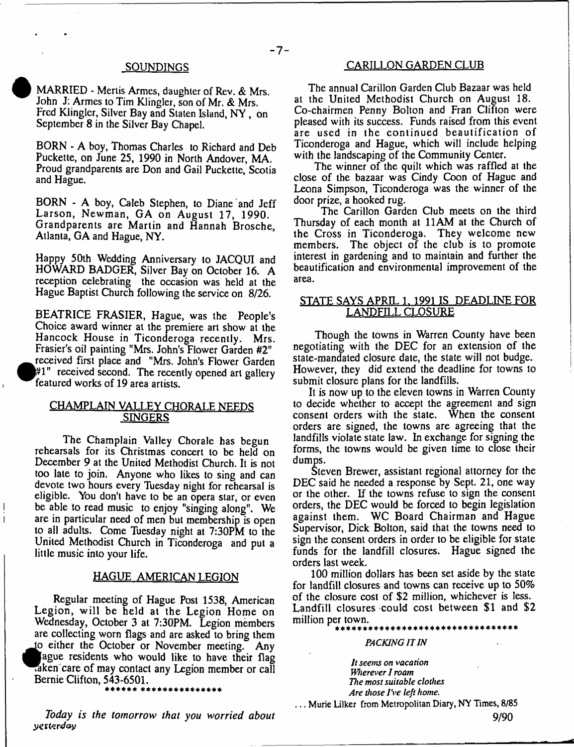## SOUNDINGS

MARRIED - Mertis Armes, daughter of Rev. & Mrs. John J. Armes to Tim Klingler, son of Mr. & Mrs. Fred Klingler, Silver Bay and Staten Island, NY, on September 8 in the Silver Bay Chapel.

BORN - A boy, Thomas Charles to Richard and Deb Puckette, on June 25, 1990 in North Andover, MA. Proud grandparents are Don and Gail Puckette, Scotia and Hague.

BORN - A boy, Caleb Stephen, to Diane and Jeff Larson, Newman, GA on August 17, 1990. Grandparents are Martin and Hannah Brosche, Atlanta, GA and Hague, NY.

Happy 50th Wedding Anniversary to JACQUI and HOWARD BADGER, Silver Bay on October 16. A reception celebrating the occasion was held at the Hague Baptist Church following the service on 8/26.

BEATRICE FRASIER, Hague, was the People's Choice award winner at the premiere art show at the Hancock House in Ticonderoga recently. Mrs. Frasier's oil painting "Mrs. John's Flower Garden #2" received first place and "Mrs. John's Flower Garden #1" received second. The recently opened art gallery featured works of 19 area artists.

## CHAMPLAIN VALLEY CHORALE NEEDS SINGERS

The Champlain Valley Chorale has begun rehearsals for its Christmas concert to be held on December 9 at the United Methodist Church. It is not too late to join. Anyone who likes to sing and can devote two hours every Tuesday night for rehearsal is eligible. You don't have to be an opera star, or even be able to read music to enjoy "singing along". We are in particular need of men but membership is open to all adults. Come Tuesday night at 7:30PM to the United Methodist Church in Ticonderoga and put a little music into your life.

## HAGUE AMERICAN LEGION

Regular meeting of Hague Post 1538, American Legion, will be held at the Legion Home on Wednesday, October 3 at 7:30PM. Legion members are collecting worn flags and are asked to bring them to either the October or November meeting. Any Hague residents who would like to have their flag taken care of may contact any Legion member or call Bernie Clifton, 543-6501.

****** ***************

*Today is the tomorrow that you worried about yesterday*

## CARILLON GARDEN CLUB

The annual Carillon Garden Club Bazaar was held at the United Methodist Church on August 18. Co-chairmen Penny Bolton and Fran Clifton were pleased with its success. Funds raised from this event are used in the continued beautification of Ticonderoga and Hague, which will include helping with the landscaping of the Community Center.

The winner of the quilt which was raffled at the close of the bazaar was Cindy Coon of Hague and Leona Simpson, Ticonderoga was the winner of the door prize, a hooked rug.

The Carillon Garden Club meets on the third Thursday of each month at 11AM at the Church of the Cross in Ticonderoga. They welcome new members. The object of the club is to promote interest in gardening and to maintain and further the beautification and environmental improvement of the area.

## STATE SAYS APRIL 1, 1991 IS DEADLINE FOR LANDFILL CLOSURE

Though the towns in Warren County have been negotiating with the DEC for an extension of the state-mandated closure date, the state will not budge. However, they did extend the deadline for towns to submit closure plans for the landfills.

It is now up to the eleven towns in Warren County to decide whether to accept the agreement and sign consent orders with the state. When the consent orders are signed, the towns are agreeing that the landfills violate state law. In exchange for signing the forms, the towns would be given time to close their dumps.

Steven Brewer, assistant regional attorney for the DEC said he needed a response by Sept. 21, one way or the other. If the towns refuse to sign the consent orders, the DEC would be forced to begin legislation against them. WC Board Chairman and Hague Supervisor, Dick Bolton, said that the towns need to sign the consent orders in order to be eligible for state funds for the landfill closures. Hague signed the orders last week.

100 million dollars has been set aside by the state for landfill closures and towns can receive up to 50% of the closure cost of $2 million, whichever is less. Landfill closures could cost between $1 and $2 million per town.

********************************

*PACKING IT IN*

*It seems on vacation*
*Wherever I roam*
*The most suitable clothes*
*Are those I've left home.*

... Murie Lilker from Metropolitan Diary, NY Times, 8/85

9/90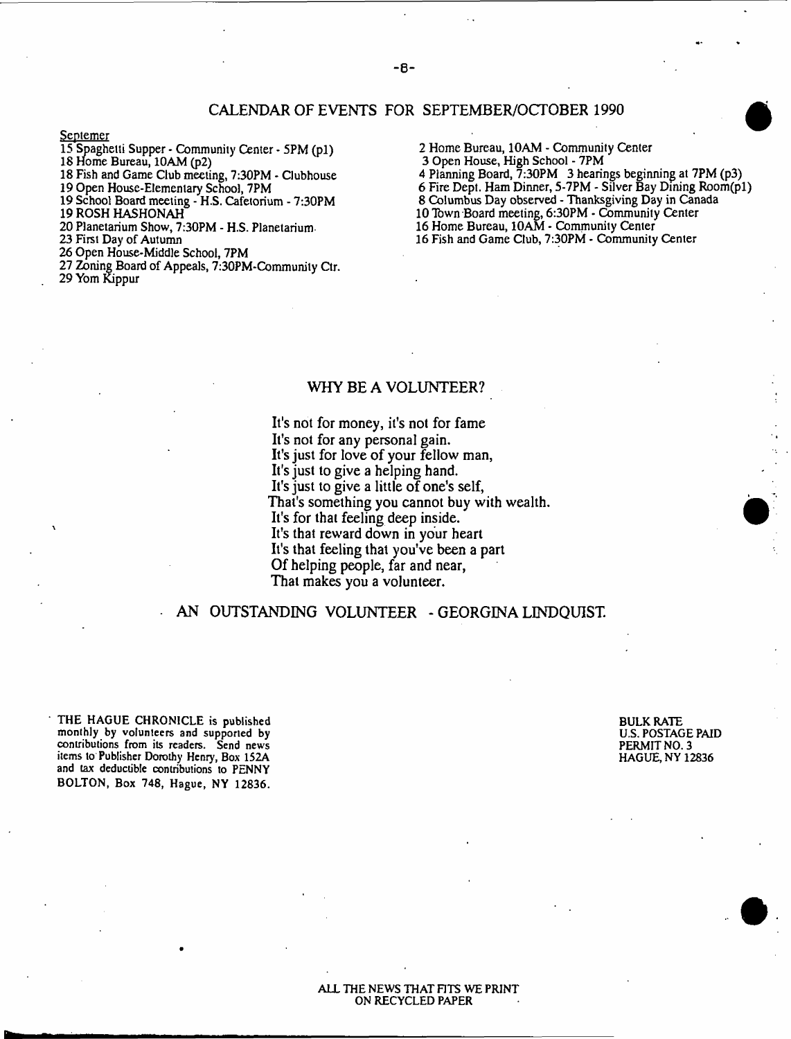## CALENDAR OF EVENTS FOR SEPTEMBER/OCTOBER 1990

Septemer

15 Spaghetti Supper - Community Center - 5PM (p1)
18 Home Bureau, 10AM (p2)
18 Fish and Game Club meeting, 7:30PM - Clubhouse
19 Open House-Elementary School, 7PM
19 School Board meeting - H.S. Cafetorium - 7:30PM
19 ROSH HASHONAH
20 Planetarium Show, 7:30PM - H.S. Planetarium
23 First Day of Autumn
26 Open House-Middle School, 7PM
27 Zoning Board of Appeals, 7:30PM-Community Ctr.
29 Yom Kippur

2 Home Bureau, 10AM - Community Center
3 Open House, High School - 7PM
4 Planning Board, 7:30PM 3 hearings beginning at 7PM (p3)
6 Fire Dept. Ham Dinner, 5-7PM - Silver Bay Dining Room(p1)
8 Columbus Day observed - Thanksgiving Day in Canada
10 Town Board meeting, 6:30PM - Community Center
16 Home Bureau, 10AM - Community Center
16 Fish and Game Club, 7:30PM - Community Center

## WHY BE A VOLUNTEER?

It's not for money, it's not for fame
It's not for any personal gain.
It's just for love of your fellow man,
It's just to give a helping hand.
It's just to give a little of one's self,
That's something you cannot buy with wealth.
It's for that feeling deep inside.
It's that reward down in your heart
It's that feeling that you've been a part
Of helping people, far and near,
That makes you a volunteer.

AN OUTSTANDING VOLUNTEER - GEORGINA LINDQUIST.

THE HAGUE CHRONICLE is published monthly by volunteers and supported by contributions from its readers. Send news items to Publisher Dorothy Henry, Box 152A and tax deductible contributions to PENNY BOLTON, Box 748, Hague, NY 12836.

BULK RATE
U.S. POSTAGE PAID
PERMIT NO. 3
HAGUE, NY 12836

ALL THE NEWS THAT FITS WE PRINT
ON RECYCLED PAPER